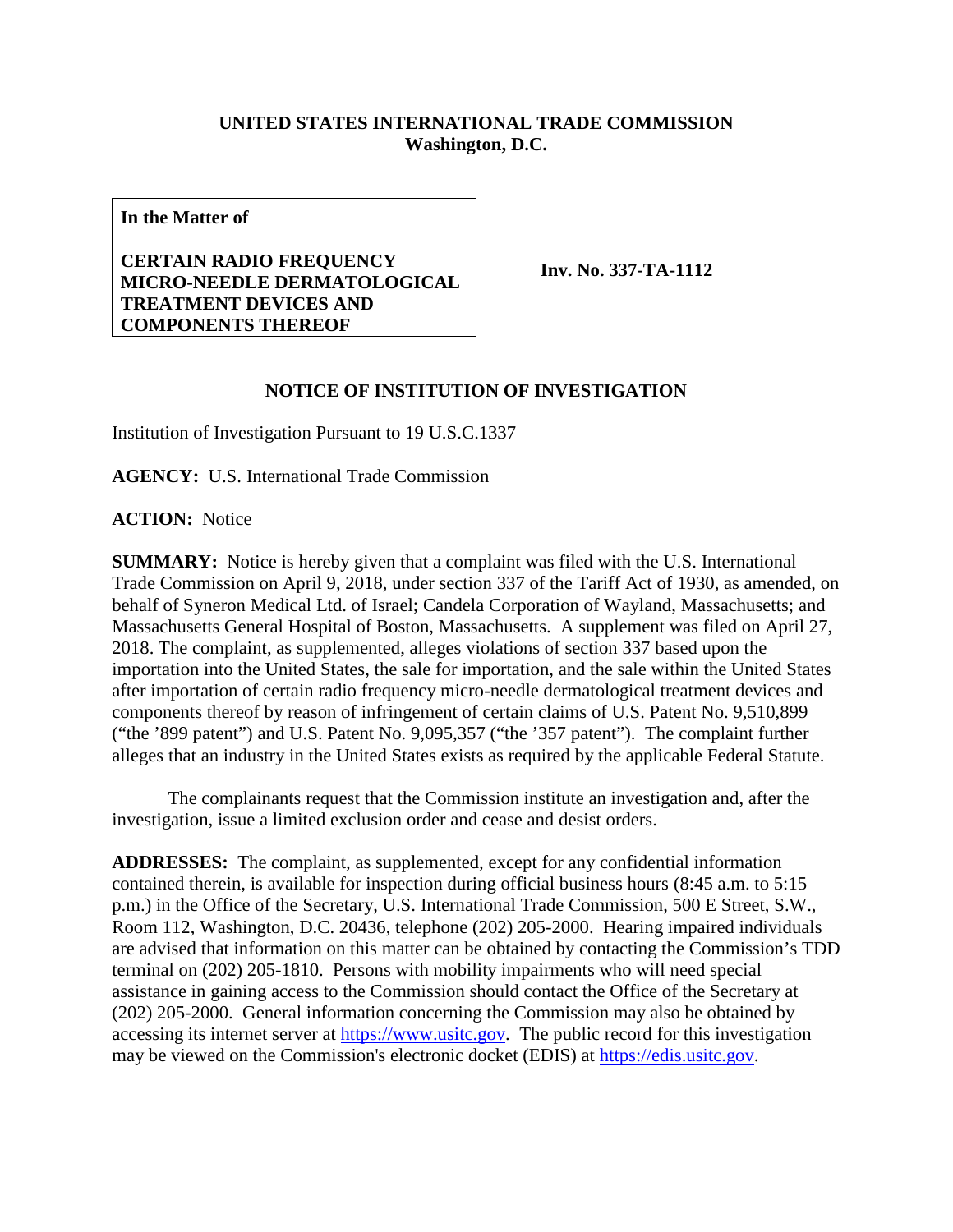**UNITED STATES INTERNATIONAL TRADE COMMISSION**
**Washington, D.C.**

| **In the Matter of** **CERTAIN RADIO FREQUENCY MICRO-NEEDLE DERMATOLOGICAL TREATMENT DEVICES AND COMPONENTS THEREOF** | **Inv. No. 337-TA-1112** |
|---|---|

## NOTICE OF INSTITUTION OF INVESTIGATION

Institution of Investigation Pursuant to 19 U.S.C.1337

**AGENCY:** U.S. International Trade Commission

**ACTION:** Notice

**SUMMARY:** Notice is hereby given that a complaint was filed with the U.S. International Trade Commission on April 9, 2018, under section 337 of the Tariff Act of 1930, as amended, on behalf of Syneron Medical Ltd. of Israel; Candela Corporation of Wayland, Massachusetts; and Massachusetts General Hospital of Boston, Massachusetts. A supplement was filed on April 27, 2018. The complaint, as supplemented, alleges violations of section 337 based upon the importation into the United States, the sale for importation, and the sale within the United States after importation of certain radio frequency micro-needle dermatological treatment devices and components thereof by reason of infringement of certain claims of U.S. Patent No. 9,510,899 ("the '899 patent") and U.S. Patent No. 9,095,357 ("the '357 patent"). The complaint further alleges that an industry in the United States exists as required by the applicable Federal Statute.

The complainants request that the Commission institute an investigation and, after the investigation, issue a limited exclusion order and cease and desist orders.

**ADDRESSES:** The complaint, as supplemented, except for any confidential information contained therein, is available for inspection during official business hours (8:45 a.m. to 5:15 p.m.) in the Office of the Secretary, U.S. International Trade Commission, 500 E Street, S.W., Room 112, Washington, D.C. 20436, telephone (202) 205-2000. Hearing impaired individuals are advised that information on this matter can be obtained by contacting the Commission's TDD terminal on (202) 205-1810. Persons with mobility impairments who will need special assistance in gaining access to the Commission should contact the Office of the Secretary at (202) 205-2000. General information concerning the Commission may also be obtained by accessing its internet server at https://www.usitc.gov. The public record for this investigation may be viewed on the Commission's electronic docket (EDIS) at https://edis.usitc.gov.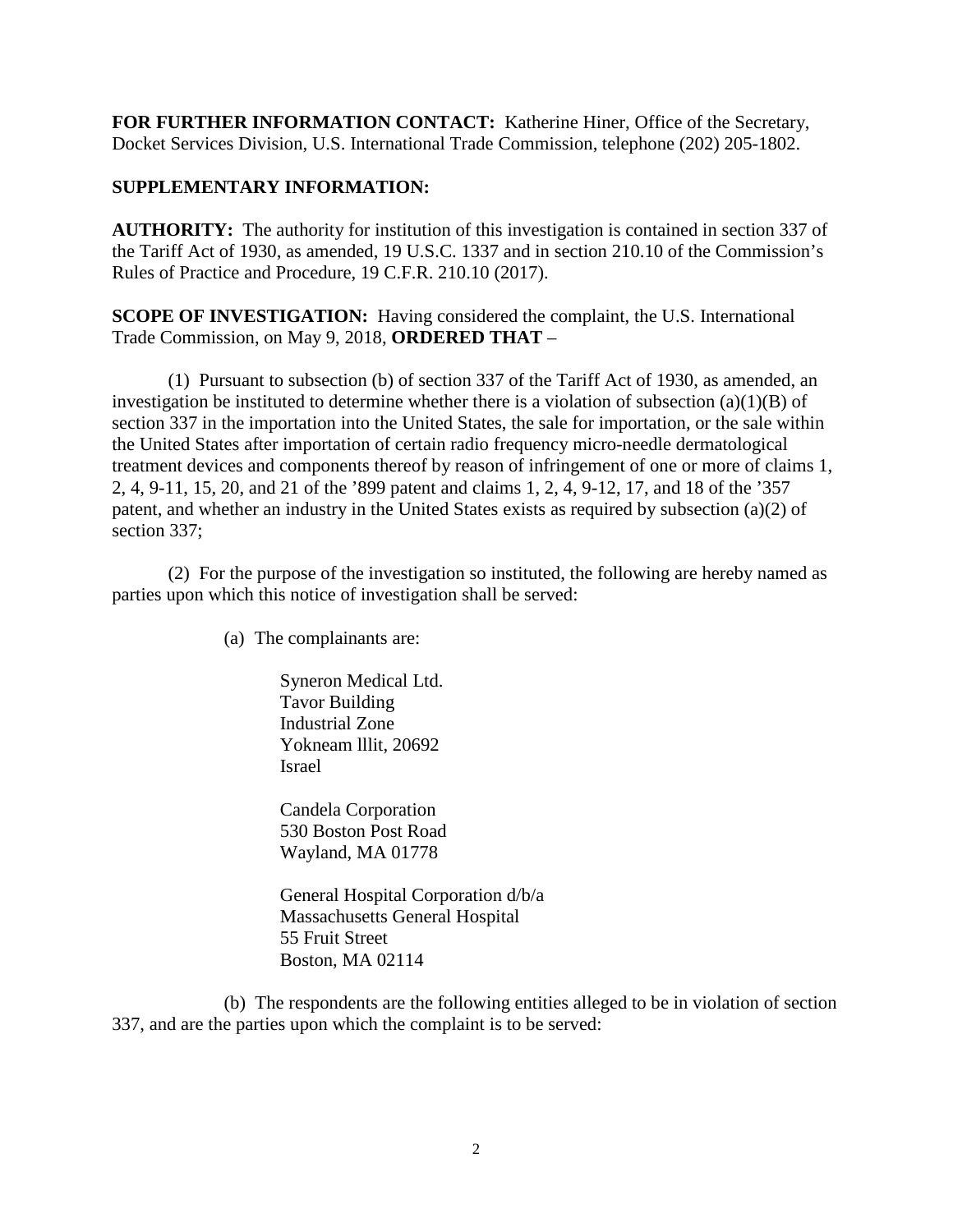**FOR FURTHER INFORMATION CONTACT:** Katherine Hiner, Office of the Secretary, Docket Services Division, U.S. International Trade Commission, telephone (202) 205-1802.

**SUPPLEMENTARY INFORMATION:**

**AUTHORITY:** The authority for institution of this investigation is contained in section 337 of the Tariff Act of 1930, as amended, 19 U.S.C. 1337 and in section 210.10 of the Commission's Rules of Practice and Procedure, 19 C.F.R. 210.10 (2017).

**SCOPE OF INVESTIGATION:** Having considered the complaint, the U.S. International Trade Commission, on May 9, 2018, **ORDERED THAT** –

(1) Pursuant to subsection (b) of section 337 of the Tariff Act of 1930, as amended, an investigation be instituted to determine whether there is a violation of subsection (a)(1)(B) of section 337 in the importation into the United States, the sale for importation, or the sale within the United States after importation of certain radio frequency micro-needle dermatological treatment devices and components thereof by reason of infringement of one or more of claims 1, 2, 4, 9-11, 15, 20, and 21 of the '899 patent and claims 1, 2, 4, 9-12, 17, and 18 of the '357 patent, and whether an industry in the United States exists as required by subsection (a)(2) of section 337;

(2) For the purpose of the investigation so instituted, the following are hereby named as parties upon which this notice of investigation shall be served:

(a) The complainants are:

Syneron Medical Ltd.
Tavor Building
Industrial Zone
Yokneam lllit, 20692
Israel

Candela Corporation
530 Boston Post Road
Wayland, MA 01778

General Hospital Corporation d/b/a
Massachusetts General Hospital
55 Fruit Street
Boston, MA 02114

(b) The respondents are the following entities alleged to be in violation of section 337, and are the parties upon which the complaint is to be served: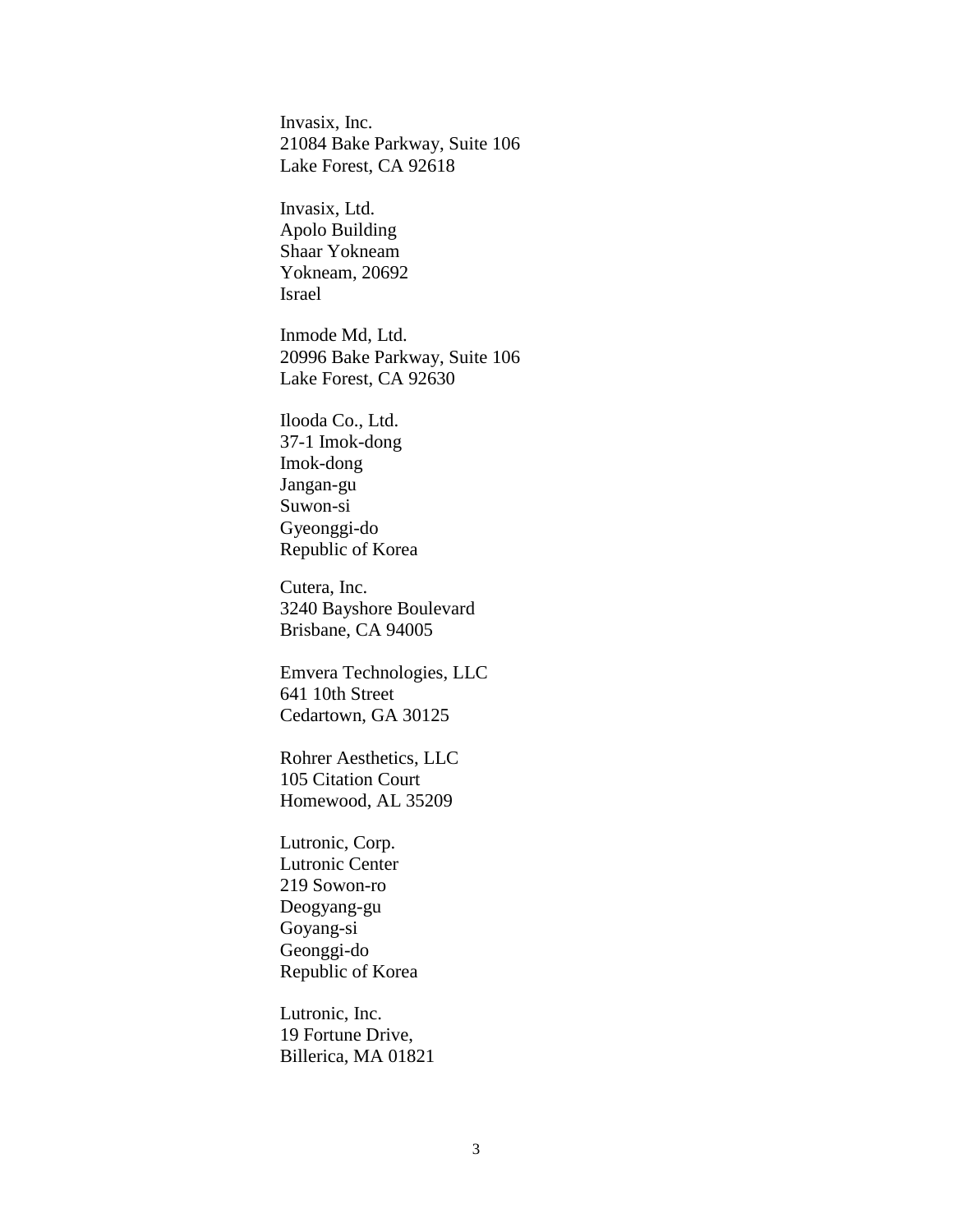Invasix, Inc.
21084 Bake Parkway, Suite 106
Lake Forest, CA 92618

Invasix, Ltd.
Apolo Building
Shaar Yokneam
Yokneam, 20692
Israel

Inmode Md, Ltd.
20996 Bake Parkway, Suite 106
Lake Forest, CA 92630

Ilooda Co., Ltd.
37-1 Imok-dong
Imok-dong
Jangan-gu
Suwon-si
Gyeonggi-do
Republic of Korea

Cutera, Inc.
3240 Bayshore Boulevard
Brisbane, CA 94005

Emvera Technologies, LLC
641 10th Street
Cedartown, GA 30125

Rohrer Aesthetics, LLC
105 Citation Court
Homewood, AL 35209

Lutronic, Corp.
Lutronic Center
219 Sowon-ro
Deogyang-gu
Goyang-si
Geonggi-do
Republic of Korea

Lutronic, Inc.
19 Fortune Drive,
Billerica, MA 01821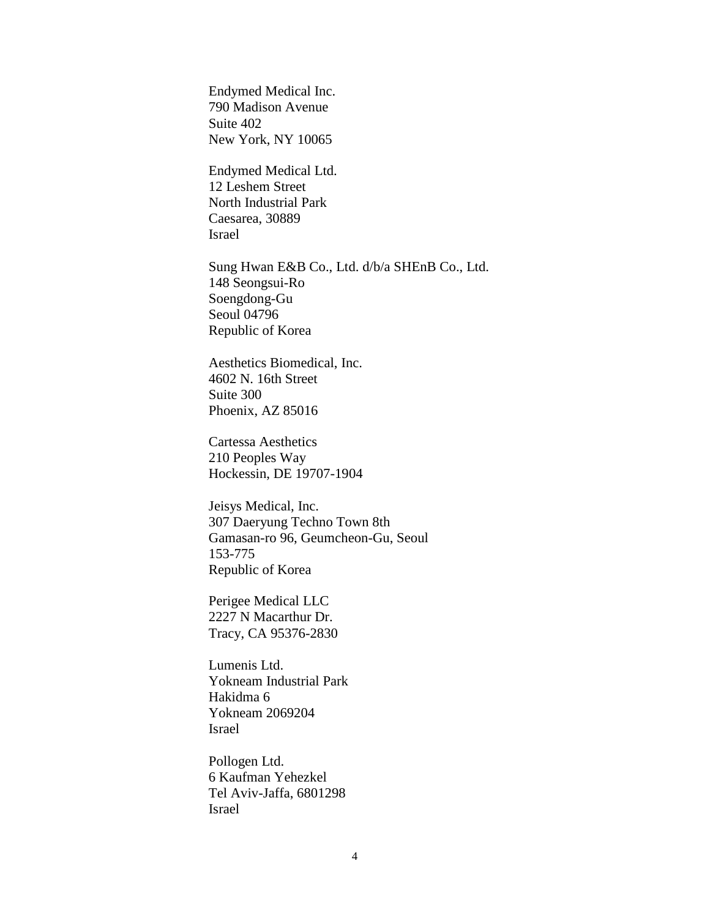Endymed Medical Inc.
790 Madison Avenue
Suite 402
New York, NY 10065

Endymed Medical Ltd.
12 Leshem Street
North Industrial Park
Caesarea, 30889
Israel

Sung Hwan E&B Co., Ltd. d/b/a SHEnB Co., Ltd.
148 Seongsui-Ro
Soengdong-Gu
Seoul 04796
Republic of Korea

Aesthetics Biomedical, Inc.
4602 N. 16th Street
Suite 300
Phoenix, AZ 85016

Cartessa Aesthetics
210 Peoples Way
Hockessin, DE 19707-1904

Jeisys Medical, Inc.
307 Daeryung Techno Town 8th
Gamasan-ro 96, Geumcheon-Gu, Seoul
153-775
Republic of Korea

Perigee Medical LLC
2227 N Macarthur Dr.
Tracy, CA 95376-2830

Lumenis Ltd.
Yokneam Industrial Park
Hakidma 6
Yokneam 2069204
Israel

Pollogen Ltd.
6 Kaufman Yehezkel
Tel Aviv-Jaffa, 6801298
Israel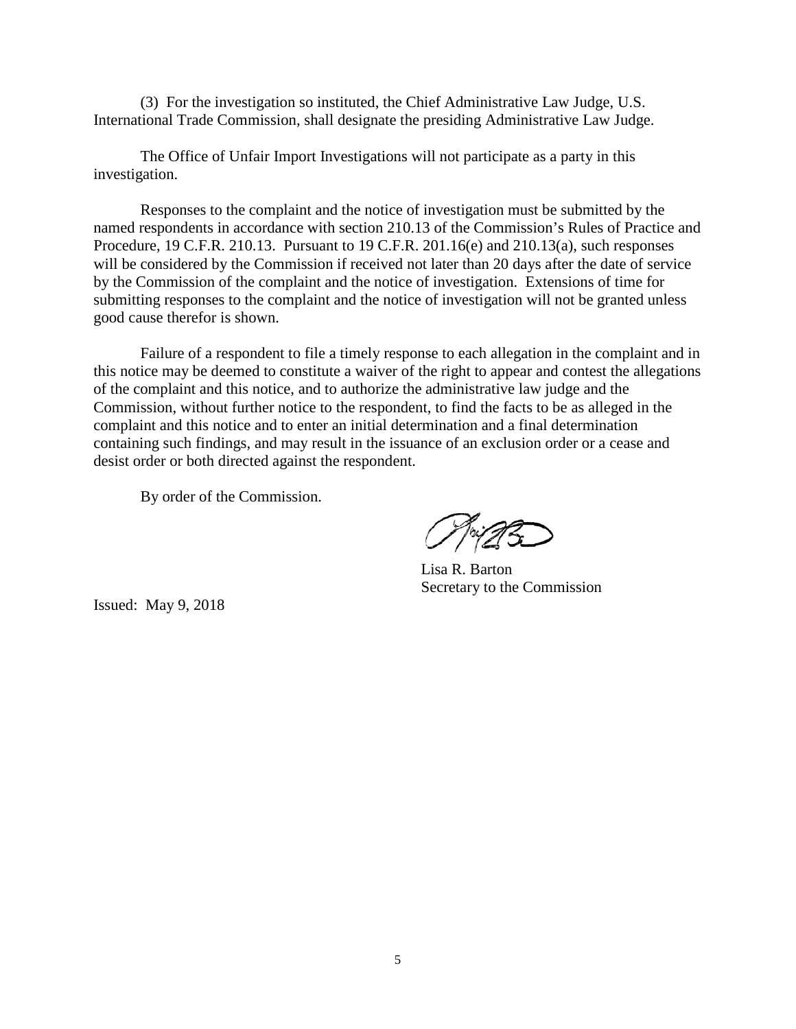(3) For the investigation so instituted, the Chief Administrative Law Judge, U.S. International Trade Commission, shall designate the presiding Administrative Law Judge.

The Office of Unfair Import Investigations will not participate as a party in this investigation.

Responses to the complaint and the notice of investigation must be submitted by the named respondents in accordance with section 210.13 of the Commission's Rules of Practice and Procedure, 19 C.F.R. 210.13. Pursuant to 19 C.F.R. 201.16(e) and 210.13(a), such responses will be considered by the Commission if received not later than 20 days after the date of service by the Commission of the complaint and the notice of investigation. Extensions of time for submitting responses to the complaint and the notice of investigation will not be granted unless good cause therefor is shown.

Failure of a respondent to file a timely response to each allegation in the complaint and in this notice may be deemed to constitute a waiver of the right to appear and contest the allegations of the complaint and this notice, and to authorize the administrative law judge and the Commission, without further notice to the respondent, to find the facts to be as alleged in the complaint and this notice and to enter an initial determination and a final determination containing such findings, and may result in the issuance of an exclusion order or a cease and desist order or both directed against the respondent.

By order of the Commission.

Lisa R. Barton
Secretary to the Commission

Issued: May 9, 2018